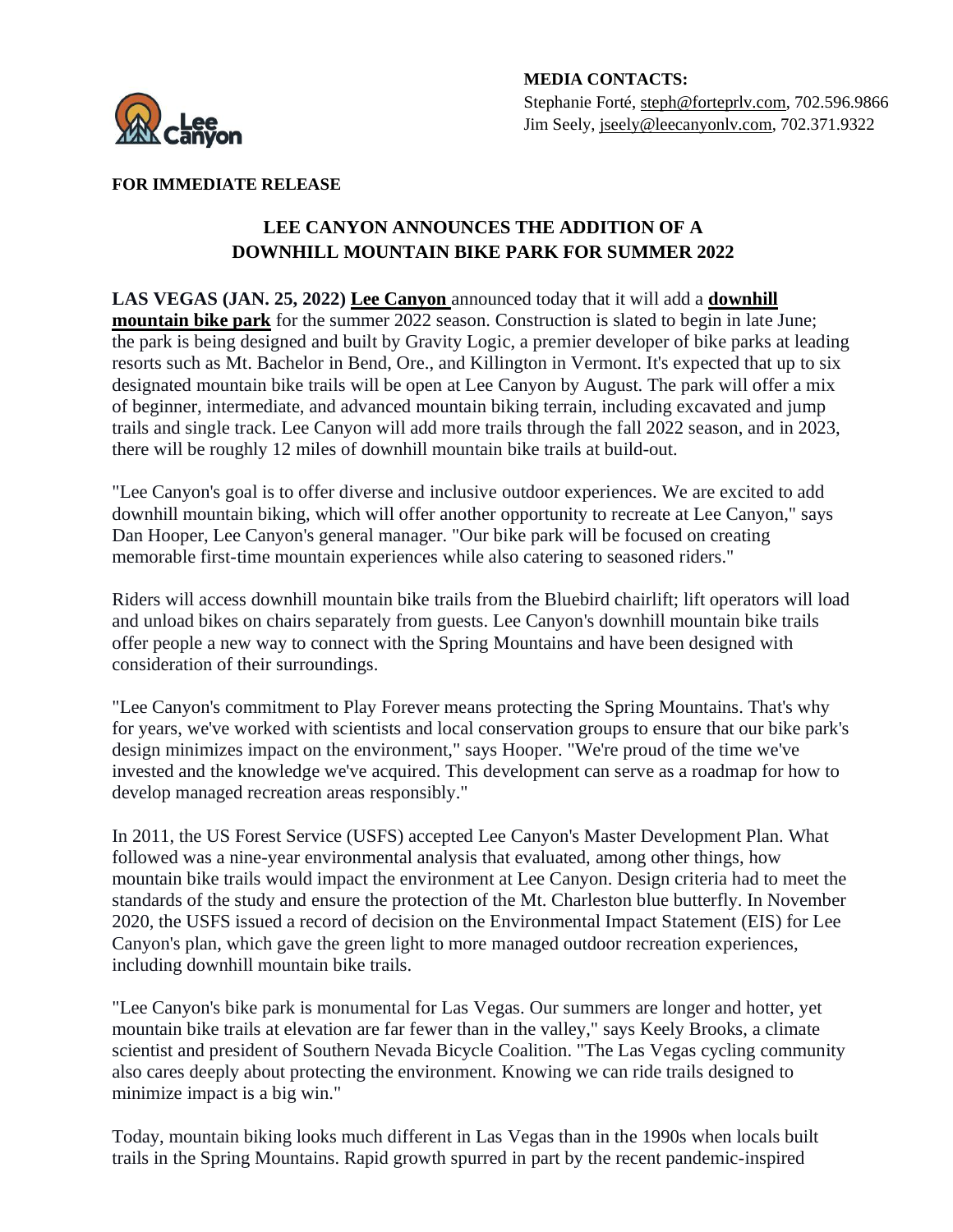**MEDIA CONTACTS:**
Stephanie Forté, steph@forteprlv.com, 702.596.9866
Jim Seely, jseely@leecanyonlv.com, 702.371.9322

**FOR IMMEDIATE RELEASE**

# LEE CANYON ANNOUNCES THE ADDITION OF A DOWNHILL MOUNTAIN BIKE PARK FOR SUMMER 2022

**LAS VEGAS (JAN. 25, 2022)** **Lee Canyon** announced today that it will add a **downhill mountain bike park** for the summer 2022 season. Construction is slated to begin in late June; the park is being designed and built by Gravity Logic, a premier developer of bike parks at leading resorts such as Mt. Bachelor in Bend, Ore., and Killington in Vermont. It's expected that up to six designated mountain bike trails will be open at Lee Canyon by August. The park will offer a mix of beginner, intermediate, and advanced mountain biking terrain, including excavated and jump trails and single track. Lee Canyon will add more trails through the fall 2022 season, and in 2023, there will be roughly 12 miles of downhill mountain bike trails at build-out.

"Lee Canyon's goal is to offer diverse and inclusive outdoor experiences. We are excited to add downhill mountain biking, which will offer another opportunity to recreate at Lee Canyon," says Dan Hooper, Lee Canyon's general manager. "Our bike park will be focused on creating memorable first-time mountain experiences while also catering to seasoned riders."

Riders will access downhill mountain bike trails from the Bluebird chairlift; lift operators will load and unload bikes on chairs separately from guests. Lee Canyon's downhill mountain bike trails offer people a new way to connect with the Spring Mountains and have been designed with consideration of their surroundings.

"Lee Canyon's commitment to Play Forever means protecting the Spring Mountains. That's why for years, we've worked with scientists and local conservation groups to ensure that our bike park's design minimizes impact on the environment," says Hooper. "We're proud of the time we've invested and the knowledge we've acquired. This development can serve as a roadmap for how to develop managed recreation areas responsibly."

In 2011, the US Forest Service (USFS) accepted Lee Canyon's Master Development Plan. What followed was a nine-year environmental analysis that evaluated, among other things, how mountain bike trails would impact the environment at Lee Canyon. Design criteria had to meet the standards of the study and ensure the protection of the Mt. Charleston blue butterfly. In November 2020, the USFS issued a record of decision on the Environmental Impact Statement (EIS) for Lee Canyon's plan, which gave the green light to more managed outdoor recreation experiences, including downhill mountain bike trails.

"Lee Canyon's bike park is monumental for Las Vegas. Our summers are longer and hotter, yet mountain bike trails at elevation are far fewer than in the valley," says Keely Brooks, a climate scientist and president of Southern Nevada Bicycle Coalition. "The Las Vegas cycling community also cares deeply about protecting the environment. Knowing we can ride trails designed to minimize impact is a big win."

Today, mountain biking looks much different in Las Vegas than in the 1990s when locals built trails in the Spring Mountains. Rapid growth spurred in part by the recent pandemic-inspired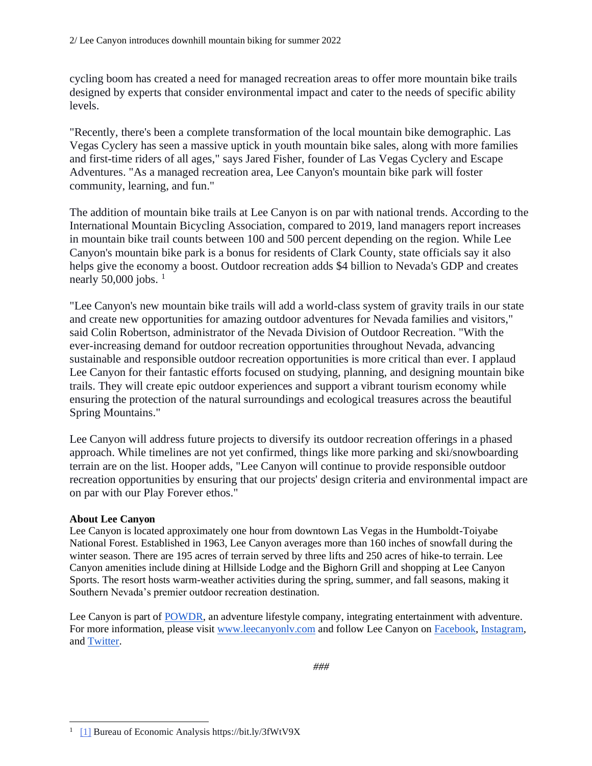cycling boom has created a need for managed recreation areas to offer more mountain bike trails designed by experts that consider environmental impact and cater to the needs of specific ability levels.

"Recently, there's been a complete transformation of the local mountain bike demographic. Las Vegas Cyclery has seen a massive uptick in youth mountain bike sales, along with more families and first-time riders of all ages," says Jared Fisher, founder of Las Vegas Cyclery and Escape Adventures. "As a managed recreation area, Lee Canyon's mountain bike park will foster community, learning, and fun."

The addition of mountain bike trails at Lee Canyon is on par with national trends. According to the International Mountain Bicycling Association, compared to 2019, land managers report increases in mountain bike trail counts between 100 and 500 percent depending on the region. While Lee Canyon's mountain bike park is a bonus for residents of Clark County, state officials say it also helps give the economy a boost. Outdoor recreation adds $4 billion to Nevada's GDP and creates nearly 50,000 jobs. [1]

"Lee Canyon's new mountain bike trails will add a world-class system of gravity trails in our state and create new opportunities for amazing outdoor adventures for Nevada families and visitors," said Colin Robertson, administrator of the Nevada Division of Outdoor Recreation. "With the ever-increasing demand for outdoor recreation opportunities throughout Nevada, advancing sustainable and responsible outdoor recreation opportunities is more critical than ever. I applaud Lee Canyon for their fantastic efforts focused on studying, planning, and designing mountain bike trails. They will create epic outdoor experiences and support a vibrant tourism economy while ensuring the protection of the natural surroundings and ecological treasures across the beautiful Spring Mountains."

Lee Canyon will address future projects to diversify its outdoor recreation offerings in a phased approach. While timelines are not yet confirmed, things like more parking and ski/snowboarding terrain are on the list. Hooper adds, "Lee Canyon will continue to provide responsible outdoor recreation opportunities by ensuring that our projects' design criteria and environmental impact are on par with our Play Forever ethos."

**About Lee Canyon**
Lee Canyon is located approximately one hour from downtown Las Vegas in the Humboldt-Toiyabe National Forest. Established in 1963, Lee Canyon averages more than 160 inches of snowfall during the winter season. There are 195 acres of terrain served by three lifts and 250 acres of hike-to terrain. Lee Canyon amenities include dining at Hillside Lodge and the Bighorn Grill and shopping at Lee Canyon Sports. The resort hosts warm-weather activities during the spring, summer, and fall seasons, making it Southern Nevada's premier outdoor recreation destination.

Lee Canyon is part of POWDR, an adventure lifestyle company, integrating entertainment with adventure. For more information, please visit www.leecanyonlv.com and follow Lee Canyon on Facebook, Instagram, and Twitter.

###

[1] [1] Bureau of Economic Analysis https://bit.ly/3fWtV9X